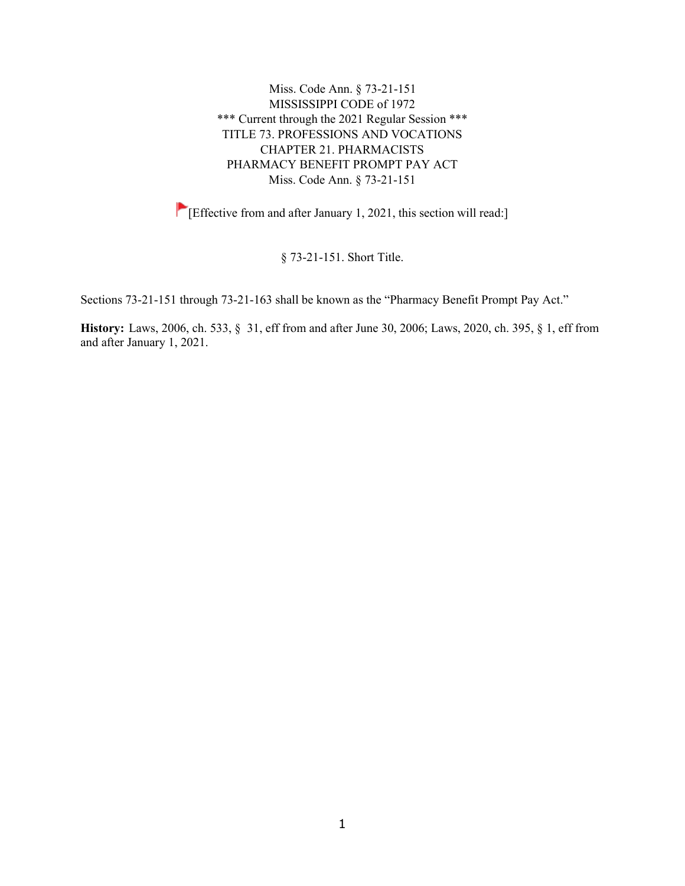Miss. Code Ann. § 73-21-151
MISSISSIPPI CODE of 1972
*** Current through the 2021 Regular Session ***
TITLE 73. PROFESSIONS AND VOCATIONS
CHAPTER 21. PHARMACISTS
PHARMACY BENEFIT PROMPT PAY ACT
Miss. Code Ann. § 73-21-151

[Effective from and after January 1, 2021, this section will read:]

## § 73-21-151. Short Title.

Sections 73-21-151 through 73-21-163 shall be known as the "Pharmacy Benefit Prompt Pay Act."

**History:** Laws, 2006, ch. 533, § 31, eff from and after June 30, 2006; Laws, 2020, ch. 395, § 1, eff from and after January 1, 2021.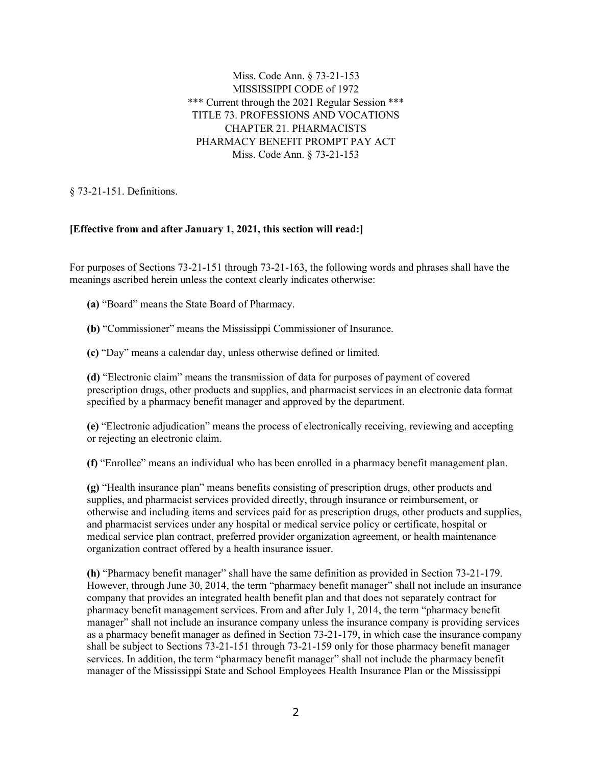Miss. Code Ann. § 73-21-153
MISSISSIPPI CODE of 1972
*** Current through the 2021 Regular Session ***
TITLE 73. PROFESSIONS AND VOCATIONS
CHAPTER 21. PHARMACISTS
PHARMACY BENEFIT PROMPT PAY ACT
Miss. Code Ann. § 73-21-153

§ 73-21-151. Definitions.

**[Effective from and after January 1, 2021, this section will read:]**

For purposes of Sections 73-21-151 through 73-21-163, the following words and phrases shall have the meanings ascribed herein unless the context clearly indicates otherwise:

**(a)** "Board" means the State Board of Pharmacy.

**(b)** "Commissioner" means the Mississippi Commissioner of Insurance.

**(c)** "Day" means a calendar day, unless otherwise defined or limited.

**(d)** "Electronic claim" means the transmission of data for purposes of payment of covered prescription drugs, other products and supplies, and pharmacist services in an electronic data format specified by a pharmacy benefit manager and approved by the department.

**(e)** "Electronic adjudication" means the process of electronically receiving, reviewing and accepting or rejecting an electronic claim.

**(f)** "Enrollee" means an individual who has been enrolled in a pharmacy benefit management plan.

**(g)** "Health insurance plan" means benefits consisting of prescription drugs, other products and supplies, and pharmacist services provided directly, through insurance or reimbursement, or otherwise and including items and services paid for as prescription drugs, other products and supplies, and pharmacist services under any hospital or medical service policy or certificate, hospital or medical service plan contract, preferred provider organization agreement, or health maintenance organization contract offered by a health insurance issuer.

**(h)** "Pharmacy benefit manager" shall have the same definition as provided in Section 73-21-179. However, through June 30, 2014, the term "pharmacy benefit manager" shall not include an insurance company that provides an integrated health benefit plan and that does not separately contract for pharmacy benefit management services. From and after July 1, 2014, the term "pharmacy benefit manager" shall not include an insurance company unless the insurance company is providing services as a pharmacy benefit manager as defined in Section 73-21-179, in which case the insurance company shall be subject to Sections 73-21-151 through 73-21-159 only for those pharmacy benefit manager services. In addition, the term "pharmacy benefit manager" shall not include the pharmacy benefit manager of the Mississippi State and School Employees Health Insurance Plan or the Mississippi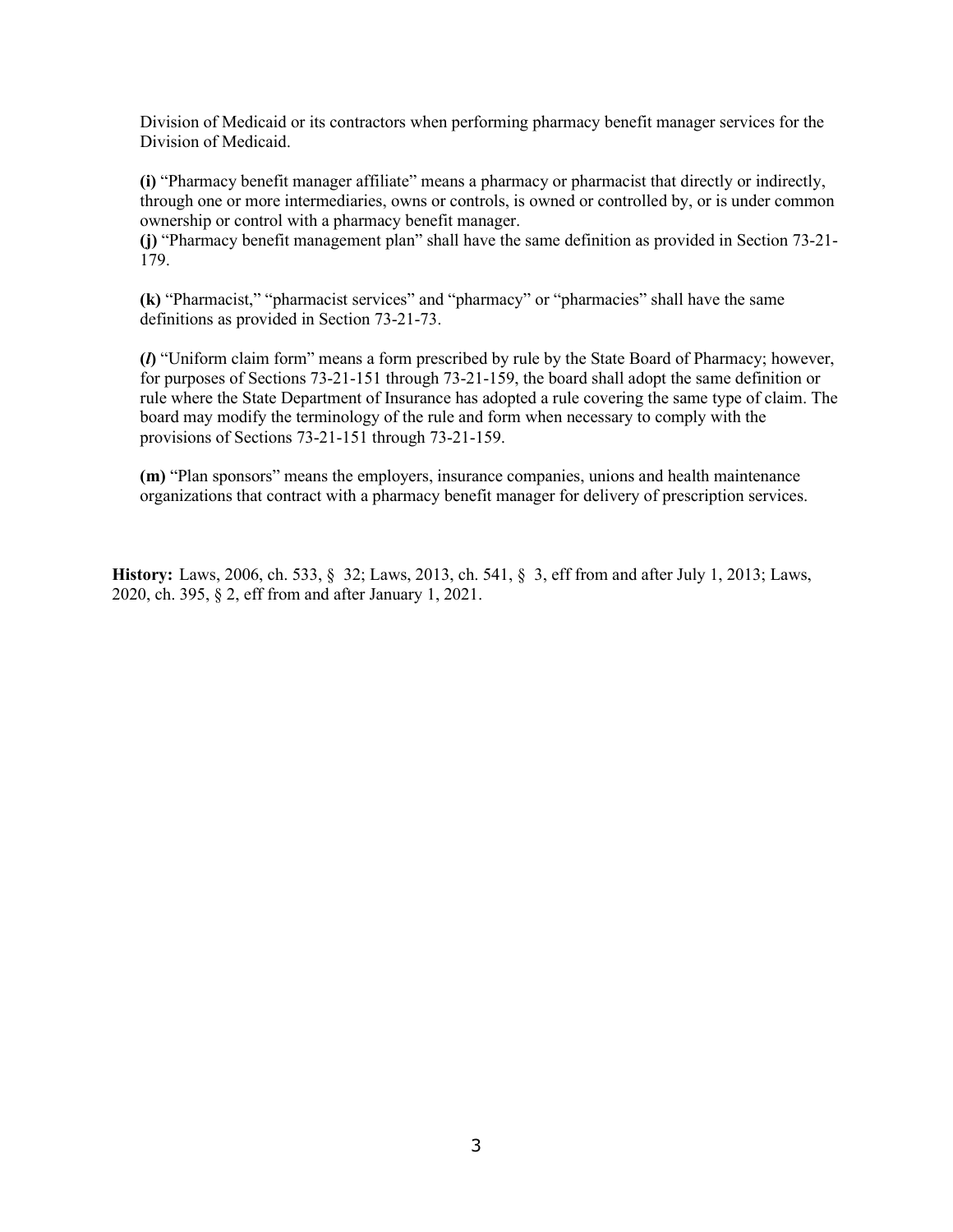Division of Medicaid or its contractors when performing pharmacy benefit manager services for the Division of Medicaid.

**(i)** "Pharmacy benefit manager affiliate" means a pharmacy or pharmacist that directly or indirectly, through one or more intermediaries, owns or controls, is owned or controlled by, or is under common ownership or control with a pharmacy benefit manager.
**(j)** "Pharmacy benefit management plan" shall have the same definition as provided in Section 73-21-179.

**(k)** "Pharmacist," "pharmacist services" and "pharmacy" or "pharmacies" shall have the same definitions as provided in Section 73-21-73.

**(*l*)** "Uniform claim form" means a form prescribed by rule by the State Board of Pharmacy; however, for purposes of Sections 73-21-151 through 73-21-159, the board shall adopt the same definition or rule where the State Department of Insurance has adopted a rule covering the same type of claim. The board may modify the terminology of the rule and form when necessary to comply with the provisions of Sections 73-21-151 through 73-21-159.

**(m)** "Plan sponsors" means the employers, insurance companies, unions and health maintenance organizations that contract with a pharmacy benefit manager for delivery of prescription services.

**History:** Laws, 2006, ch. 533, § 32; Laws, 2013, ch. 541, § 3, eff from and after July 1, 2013; Laws, 2020, ch. 395, § 2, eff from and after January 1, 2021.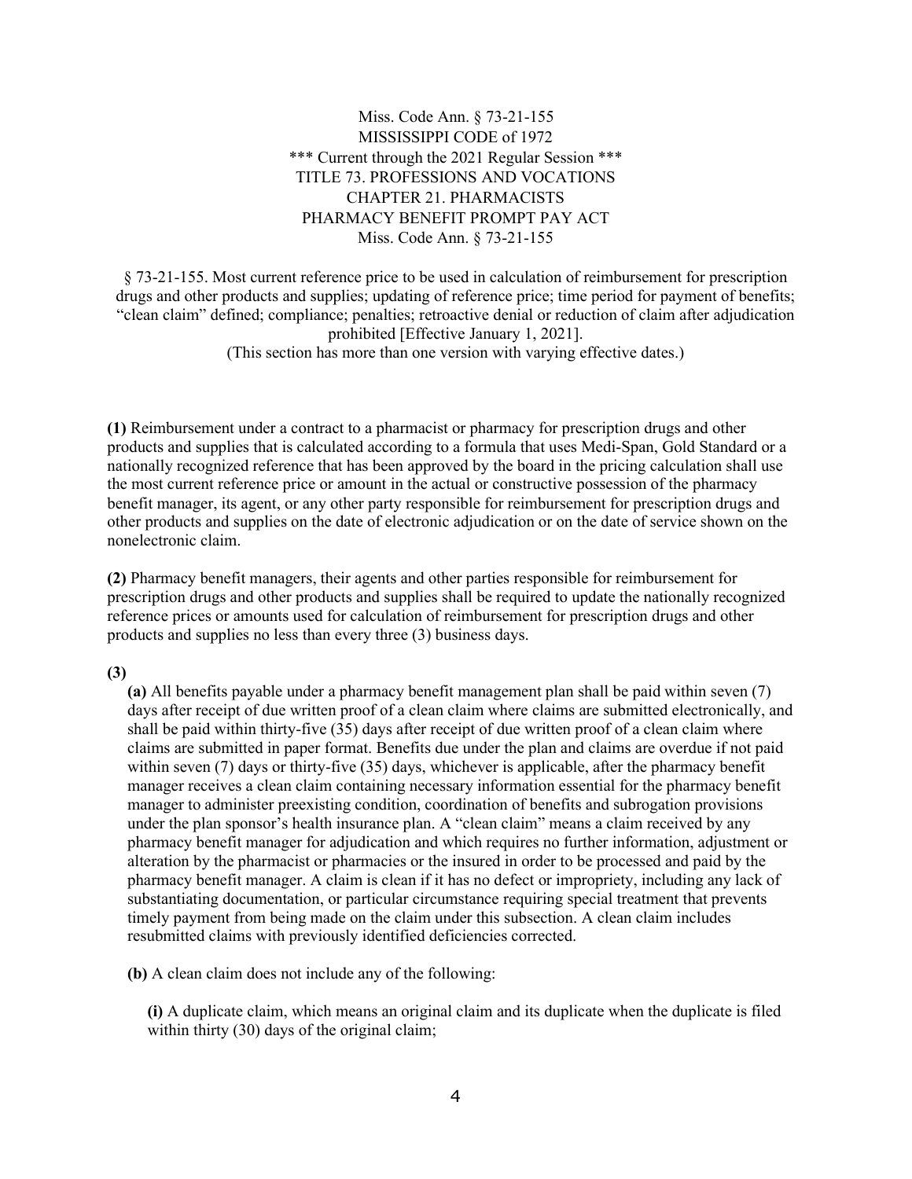Miss. Code Ann. § 73-21-155
MISSISSIPPI CODE of 1972
*** Current through the 2021 Regular Session ***
TITLE 73. PROFESSIONS AND VOCATIONS
CHAPTER 21. PHARMACISTS
PHARMACY BENEFIT PROMPT PAY ACT
Miss. Code Ann. § 73-21-155

§ 73-21-155. Most current reference price to be used in calculation of reimbursement for prescription drugs and other products and supplies; updating of reference price; time period for payment of benefits; "clean claim" defined; compliance; penalties; retroactive denial or reduction of claim after adjudication prohibited [Effective January 1, 2021].

(This section has more than one version with varying effective dates.)

**(1)** Reimbursement under a contract to a pharmacist or pharmacy for prescription drugs and other products and supplies that is calculated according to a formula that uses Medi-Span, Gold Standard or a nationally recognized reference that has been approved by the board in the pricing calculation shall use the most current reference price or amount in the actual or constructive possession of the pharmacy benefit manager, its agent, or any other party responsible for reimbursement for prescription drugs and other products and supplies on the date of electronic adjudication or on the date of service shown on the nonelectronic claim.

**(2)** Pharmacy benefit managers, their agents and other parties responsible for reimbursement for prescription drugs and other products and supplies shall be required to update the nationally recognized reference prices or amounts used for calculation of reimbursement for prescription drugs and other products and supplies no less than every three (3) business days.

**(3)**

**(a)** All benefits payable under a pharmacy benefit management plan shall be paid within seven (7) days after receipt of due written proof of a clean claim where claims are submitted electronically, and shall be paid within thirty-five (35) days after receipt of due written proof of a clean claim where claims are submitted in paper format. Benefits due under the plan and claims are overdue if not paid within seven (7) days or thirty-five (35) days, whichever is applicable, after the pharmacy benefit manager receives a clean claim containing necessary information essential for the pharmacy benefit manager to administer preexisting condition, coordination of benefits and subrogation provisions under the plan sponsor's health insurance plan. A "clean claim" means a claim received by any pharmacy benefit manager for adjudication and which requires no further information, adjustment or alteration by the pharmacist or pharmacies or the insured in order to be processed and paid by the pharmacy benefit manager. A claim is clean if it has no defect or impropriety, including any lack of substantiating documentation, or particular circumstance requiring special treatment that prevents timely payment from being made on the claim under this subsection. A clean claim includes resubmitted claims with previously identified deficiencies corrected.

**(b)** A clean claim does not include any of the following:

**(i)** A duplicate claim, which means an original claim and its duplicate when the duplicate is filed within thirty (30) days of the original claim;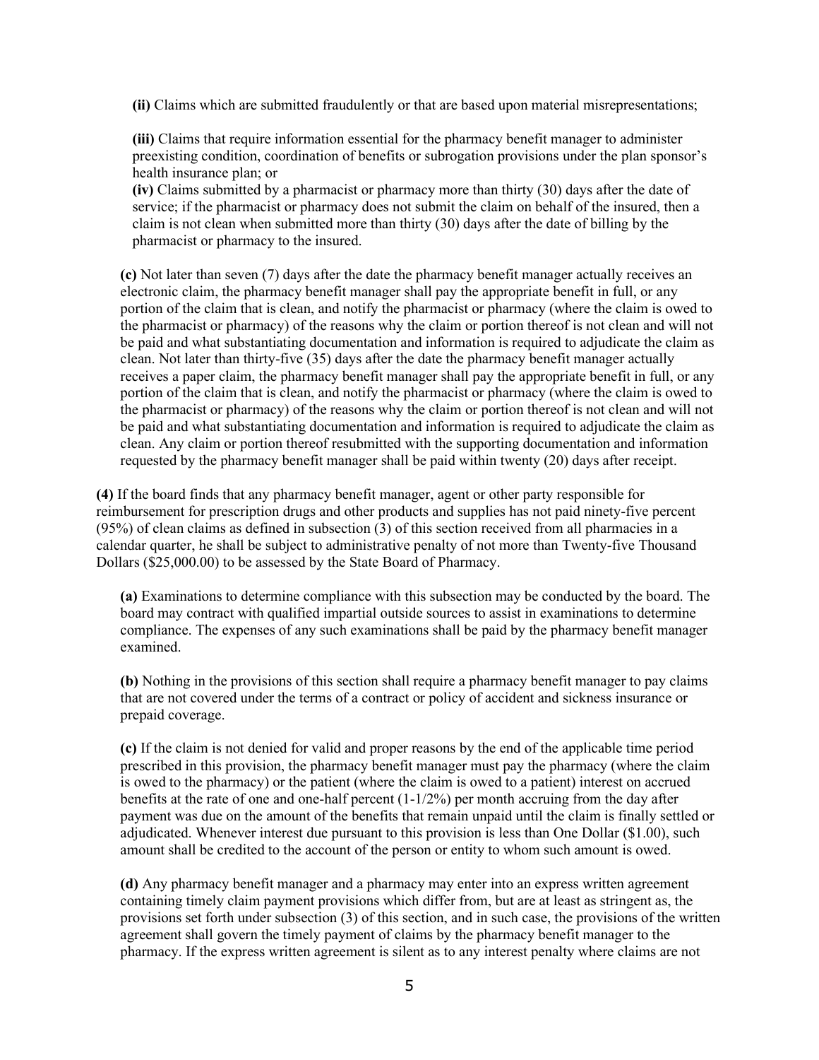**(ii)** Claims which are submitted fraudulently or that are based upon material misrepresentations;

**(iii)** Claims that require information essential for the pharmacy benefit manager to administer preexisting condition, coordination of benefits or subrogation provisions under the plan sponsor's health insurance plan; or

**(iv)** Claims submitted by a pharmacist or pharmacy more than thirty (30) days after the date of service; if the pharmacist or pharmacy does not submit the claim on behalf of the insured, then a claim is not clean when submitted more than thirty (30) days after the date of billing by the pharmacist or pharmacy to the insured.

**(c)** Not later than seven (7) days after the date the pharmacy benefit manager actually receives an electronic claim, the pharmacy benefit manager shall pay the appropriate benefit in full, or any portion of the claim that is clean, and notify the pharmacist or pharmacy (where the claim is owed to the pharmacist or pharmacy) of the reasons why the claim or portion thereof is not clean and will not be paid and what substantiating documentation and information is required to adjudicate the claim as clean. Not later than thirty-five (35) days after the date the pharmacy benefit manager actually receives a paper claim, the pharmacy benefit manager shall pay the appropriate benefit in full, or any portion of the claim that is clean, and notify the pharmacist or pharmacy (where the claim is owed to the pharmacist or pharmacy) of the reasons why the claim or portion thereof is not clean and will not be paid and what substantiating documentation and information is required to adjudicate the claim as clean. Any claim or portion thereof resubmitted with the supporting documentation and information requested by the pharmacy benefit manager shall be paid within twenty (20) days after receipt.

**(4)** If the board finds that any pharmacy benefit manager, agent or other party responsible for reimbursement for prescription drugs and other products and supplies has not paid ninety-five percent (95%) of clean claims as defined in subsection (3) of this section received from all pharmacies in a calendar quarter, he shall be subject to administrative penalty of not more than Twenty-five Thousand Dollars ($25,000.00) to be assessed by the State Board of Pharmacy.

**(a)** Examinations to determine compliance with this subsection may be conducted by the board. The board may contract with qualified impartial outside sources to assist in examinations to determine compliance. The expenses of any such examinations shall be paid by the pharmacy benefit manager examined.

**(b)** Nothing in the provisions of this section shall require a pharmacy benefit manager to pay claims that are not covered under the terms of a contract or policy of accident and sickness insurance or prepaid coverage.

**(c)** If the claim is not denied for valid and proper reasons by the end of the applicable time period prescribed in this provision, the pharmacy benefit manager must pay the pharmacy (where the claim is owed to the pharmacy) or the patient (where the claim is owed to a patient) interest on accrued benefits at the rate of one and one-half percent (1-1/2%) per month accruing from the day after payment was due on the amount of the benefits that remain unpaid until the claim is finally settled or adjudicated. Whenever interest due pursuant to this provision is less than One Dollar ($1.00), such amount shall be credited to the account of the person or entity to whom such amount is owed.

**(d)** Any pharmacy benefit manager and a pharmacy may enter into an express written agreement containing timely claim payment provisions which differ from, but are at least as stringent as, the provisions set forth under subsection (3) of this section, and in such case, the provisions of the written agreement shall govern the timely payment of claims by the pharmacy benefit manager to the pharmacy. If the express written agreement is silent as to any interest penalty where claims are not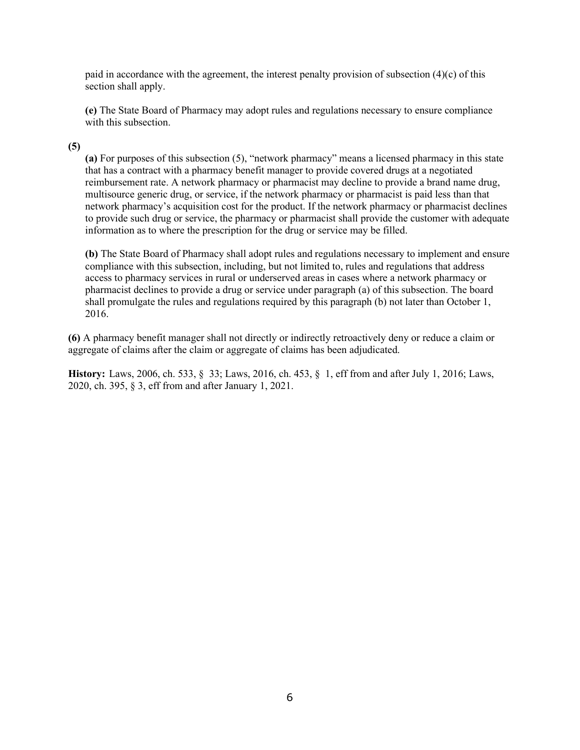paid in accordance with the agreement, the interest penalty provision of subsection (4)(c) of this section shall apply.

**(e)** The State Board of Pharmacy may adopt rules and regulations necessary to ensure compliance with this subsection.

**(5)**

**(a)** For purposes of this subsection (5), "network pharmacy" means a licensed pharmacy in this state that has a contract with a pharmacy benefit manager to provide covered drugs at a negotiated reimbursement rate. A network pharmacy or pharmacist may decline to provide a brand name drug, multisource generic drug, or service, if the network pharmacy or pharmacist is paid less than that network pharmacy's acquisition cost for the product. If the network pharmacy or pharmacist declines to provide such drug or service, the pharmacy or pharmacist shall provide the customer with adequate information as to where the prescription for the drug or service may be filled.

**(b)** The State Board of Pharmacy shall adopt rules and regulations necessary to implement and ensure compliance with this subsection, including, but not limited to, rules and regulations that address access to pharmacy services in rural or underserved areas in cases where a network pharmacy or pharmacist declines to provide a drug or service under paragraph (a) of this subsection. The board shall promulgate the rules and regulations required by this paragraph (b) not later than October 1, 2016.

**(6)** A pharmacy benefit manager shall not directly or indirectly retroactively deny or reduce a claim or aggregate of claims after the claim or aggregate of claims has been adjudicated.

**History:** Laws, 2006, ch. 533, § 33; Laws, 2016, ch. 453, § 1, eff from and after July 1, 2016; Laws, 2020, ch. 395, § 3, eff from and after January 1, 2021.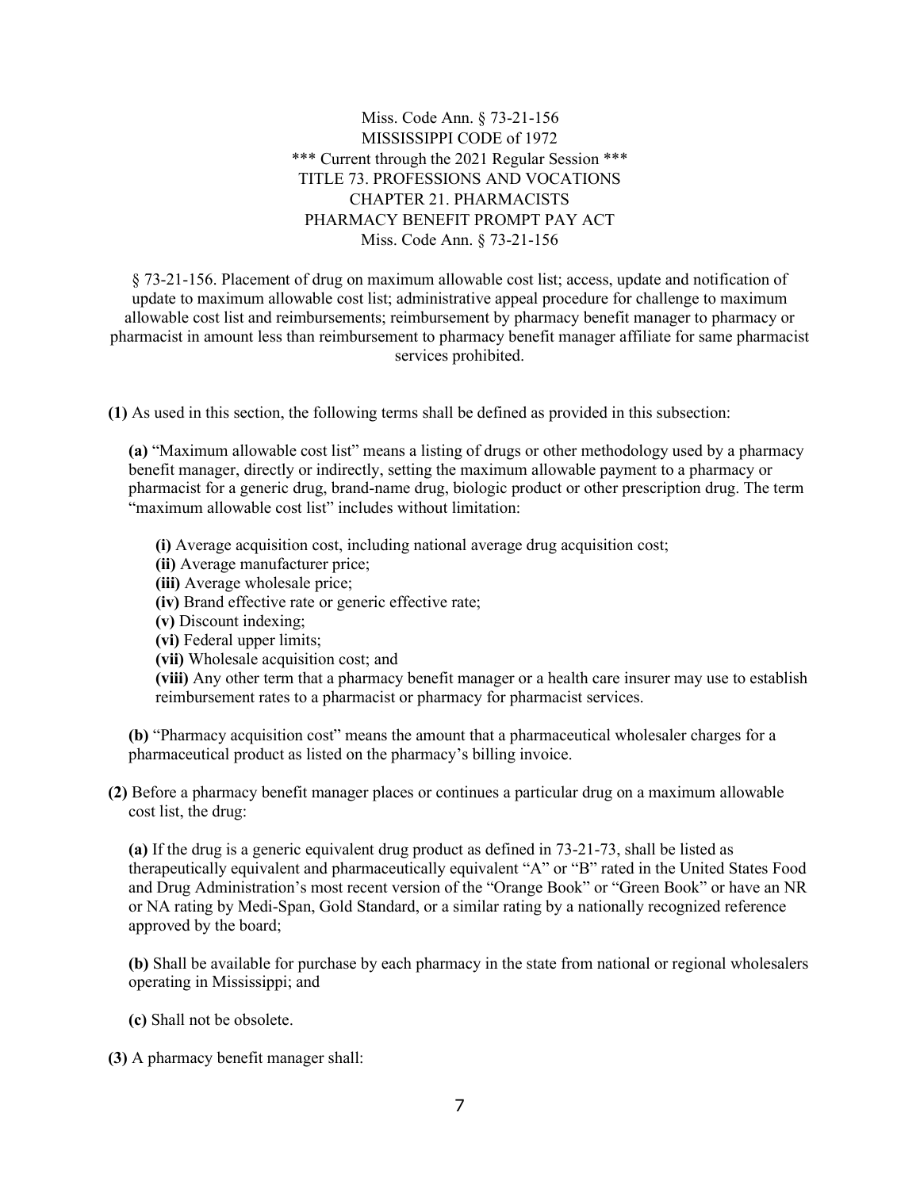Miss. Code Ann. § 73-21-156
MISSISSIPPI CODE of 1972
*** Current through the 2021 Regular Session ***
TITLE 73. PROFESSIONS AND VOCATIONS
CHAPTER 21. PHARMACISTS
PHARMACY BENEFIT PROMPT PAY ACT
Miss. Code Ann. § 73-21-156

§ 73-21-156. Placement of drug on maximum allowable cost list; access, update and notification of update to maximum allowable cost list; administrative appeal procedure for challenge to maximum allowable cost list and reimbursements; reimbursement by pharmacy benefit manager to pharmacy or pharmacist in amount less than reimbursement to pharmacy benefit manager affiliate for same pharmacist services prohibited.

**(1)** As used in this section, the following terms shall be defined as provided in this subsection:

**(a)** "Maximum allowable cost list" means a listing of drugs or other methodology used by a pharmacy benefit manager, directly or indirectly, setting the maximum allowable payment to a pharmacy or pharmacist for a generic drug, brand-name drug, biologic product or other prescription drug. The term "maximum allowable cost list" includes without limitation:

**(i)** Average acquisition cost, including national average drug acquisition cost;
**(ii)** Average manufacturer price;
**(iii)** Average wholesale price;
**(iv)** Brand effective rate or generic effective rate;
**(v)** Discount indexing;
**(vi)** Federal upper limits;
**(vii)** Wholesale acquisition cost; and
**(viii)** Any other term that a pharmacy benefit manager or a health care insurer may use to establish reimbursement rates to a pharmacist or pharmacy for pharmacist services.

**(b)** "Pharmacy acquisition cost" means the amount that a pharmaceutical wholesaler charges for a pharmaceutical product as listed on the pharmacy's billing invoice.

**(2)** Before a pharmacy benefit manager places or continues a particular drug on a maximum allowable cost list, the drug:

**(a)** If the drug is a generic equivalent drug product as defined in 73-21-73, shall be listed as therapeutically equivalent and pharmaceutically equivalent "A" or "B" rated in the United States Food and Drug Administration's most recent version of the "Orange Book" or "Green Book" or have an NR or NA rating by Medi-Span, Gold Standard, or a similar rating by a nationally recognized reference approved by the board;

**(b)** Shall be available for purchase by each pharmacy in the state from national or regional wholesalers operating in Mississippi; and

**(c)** Shall not be obsolete.

**(3)** A pharmacy benefit manager shall: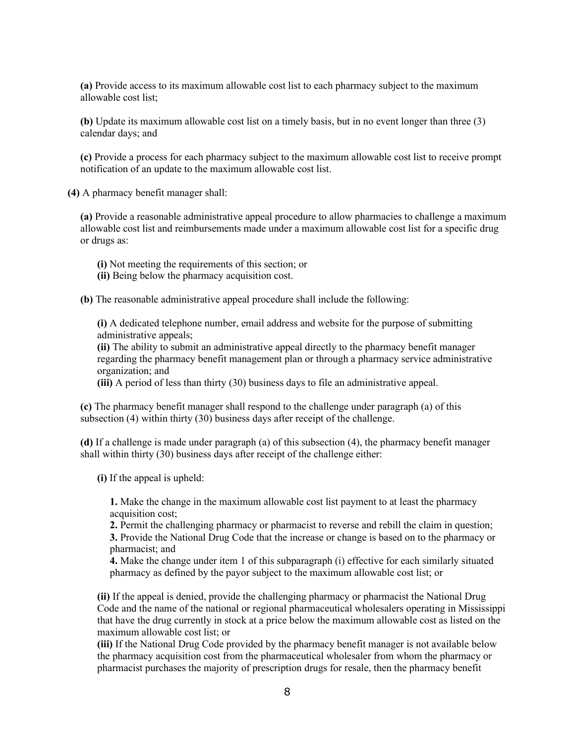**(a)** Provide access to its maximum allowable cost list to each pharmacy subject to the maximum allowable cost list;

**(b)** Update its maximum allowable cost list on a timely basis, but in no event longer than three (3) calendar days; and

**(c)** Provide a process for each pharmacy subject to the maximum allowable cost list to receive prompt notification of an update to the maximum allowable cost list.

**(4)** A pharmacy benefit manager shall:

**(a)** Provide a reasonable administrative appeal procedure to allow pharmacies to challenge a maximum allowable cost list and reimbursements made under a maximum allowable cost list for a specific drug or drugs as:

**(i)** Not meeting the requirements of this section; or
**(ii)** Being below the pharmacy acquisition cost.

**(b)** The reasonable administrative appeal procedure shall include the following:

**(i)** A dedicated telephone number, email address and website for the purpose of submitting administrative appeals;
**(ii)** The ability to submit an administrative appeal directly to the pharmacy benefit manager regarding the pharmacy benefit management plan or through a pharmacy service administrative organization; and
**(iii)** A period of less than thirty (30) business days to file an administrative appeal.

**(c)** The pharmacy benefit manager shall respond to the challenge under paragraph (a) of this subsection (4) within thirty (30) business days after receipt of the challenge.

**(d)** If a challenge is made under paragraph (a) of this subsection (4), the pharmacy benefit manager shall within thirty (30) business days after receipt of the challenge either:

**(i)** If the appeal is upheld:

**1.** Make the change in the maximum allowable cost list payment to at least the pharmacy acquisition cost;
**2.** Permit the challenging pharmacy or pharmacist to reverse and rebill the claim in question;
**3.** Provide the National Drug Code that the increase or change is based on to the pharmacy or pharmacist; and
**4.** Make the change under item 1 of this subparagraph (i) effective for each similarly situated pharmacy as defined by the payor subject to the maximum allowable cost list; or

**(ii)** If the appeal is denied, provide the challenging pharmacy or pharmacist the National Drug Code and the name of the national or regional pharmaceutical wholesalers operating in Mississippi that have the drug currently in stock at a price below the maximum allowable cost as listed on the maximum allowable cost list; or
**(iii)** If the National Drug Code provided by the pharmacy benefit manager is not available below the pharmacy acquisition cost from the pharmaceutical wholesaler from whom the pharmacy or pharmacist purchases the majority of prescription drugs for resale, then the pharmacy benefit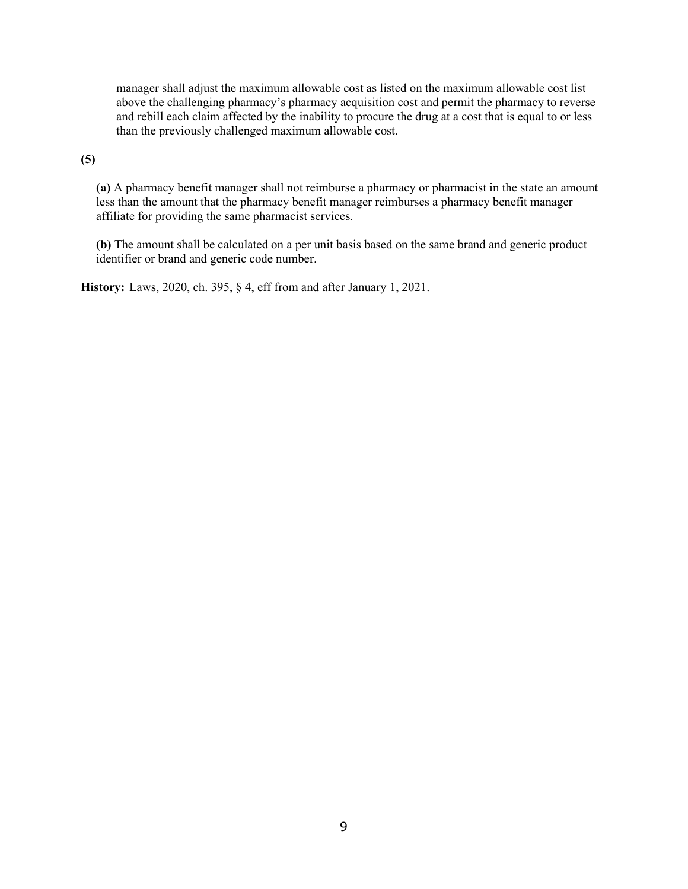manager shall adjust the maximum allowable cost as listed on the maximum allowable cost list above the challenging pharmacy's pharmacy acquisition cost and permit the pharmacy to reverse and rebill each claim affected by the inability to procure the drug at a cost that is equal to or less than the previously challenged maximum allowable cost.

**(5)**

**(a)** A pharmacy benefit manager shall not reimburse a pharmacy or pharmacist in the state an amount less than the amount that the pharmacy benefit manager reimburses a pharmacy benefit manager affiliate for providing the same pharmacist services.

**(b)** The amount shall be calculated on a per unit basis based on the same brand and generic product identifier or brand and generic code number.

**History:** Laws, 2020, ch. 395, § 4, eff from and after January 1, 2021.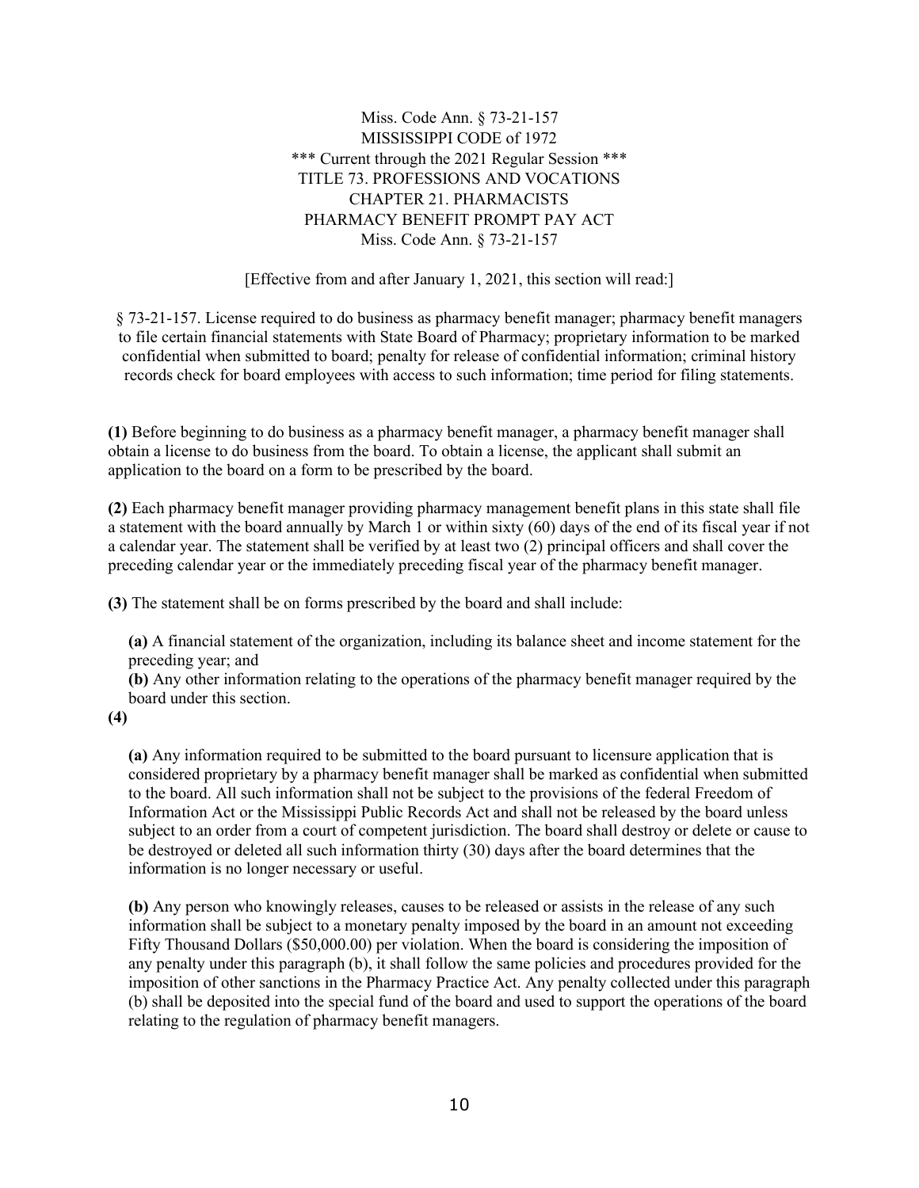Miss. Code Ann. § 73-21-157
MISSISSIPPI CODE of 1972
*** Current through the 2021 Regular Session ***
TITLE 73. PROFESSIONS AND VOCATIONS
CHAPTER 21. PHARMACISTS
PHARMACY BENEFIT PROMPT PAY ACT
Miss. Code Ann. § 73-21-157

[Effective from and after January 1, 2021, this section will read:]

§ 73-21-157. License required to do business as pharmacy benefit manager; pharmacy benefit managers to file certain financial statements with State Board of Pharmacy; proprietary information to be marked confidential when submitted to board; penalty for release of confidential information; criminal history records check for board employees with access to such information; time period for filing statements.

**(1)** Before beginning to do business as a pharmacy benefit manager, a pharmacy benefit manager shall obtain a license to do business from the board. To obtain a license, the applicant shall submit an application to the board on a form to be prescribed by the board.

**(2)** Each pharmacy benefit manager providing pharmacy management benefit plans in this state shall file a statement with the board annually by March 1 or within sixty (60) days of the end of its fiscal year if not a calendar year. The statement shall be verified by at least two (2) principal officers and shall cover the preceding calendar year or the immediately preceding fiscal year of the pharmacy benefit manager.

**(3)** The statement shall be on forms prescribed by the board and shall include:

**(a)** A financial statement of the organization, including its balance sheet and income statement for the preceding year; and

**(b)** Any other information relating to the operations of the pharmacy benefit manager required by the board under this section.

**(4)**

**(a)** Any information required to be submitted to the board pursuant to licensure application that is considered proprietary by a pharmacy benefit manager shall be marked as confidential when submitted to the board. All such information shall not be subject to the provisions of the federal Freedom of Information Act or the Mississippi Public Records Act and shall not be released by the board unless subject to an order from a court of competent jurisdiction. The board shall destroy or delete or cause to be destroyed or deleted all such information thirty (30) days after the board determines that the information is no longer necessary or useful.

**(b)** Any person who knowingly releases, causes to be released or assists in the release of any such information shall be subject to a monetary penalty imposed by the board in an amount not exceeding Fifty Thousand Dollars ($50,000.00) per violation. When the board is considering the imposition of any penalty under this paragraph (b), it shall follow the same policies and procedures provided for the imposition of other sanctions in the Pharmacy Practice Act. Any penalty collected under this paragraph (b) shall be deposited into the special fund of the board and used to support the operations of the board relating to the regulation of pharmacy benefit managers.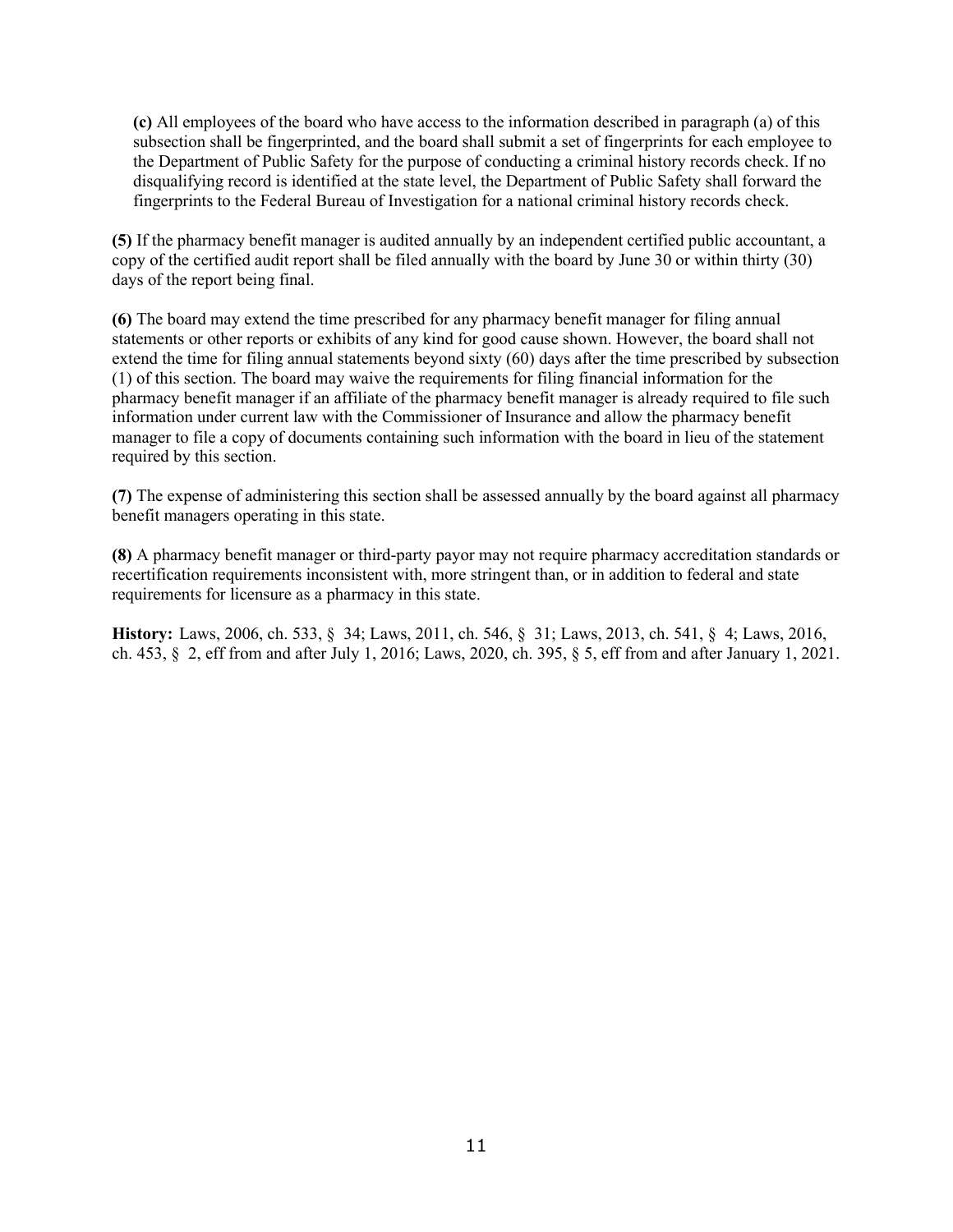**(c)** All employees of the board who have access to the information described in paragraph (a) of this subsection shall be fingerprinted, and the board shall submit a set of fingerprints for each employee to the Department of Public Safety for the purpose of conducting a criminal history records check. If no disqualifying record is identified at the state level, the Department of Public Safety shall forward the fingerprints to the Federal Bureau of Investigation for a national criminal history records check.

**(5)** If the pharmacy benefit manager is audited annually by an independent certified public accountant, a copy of the certified audit report shall be filed annually with the board by June 30 or within thirty (30) days of the report being final.

**(6)** The board may extend the time prescribed for any pharmacy benefit manager for filing annual statements or other reports or exhibits of any kind for good cause shown. However, the board shall not extend the time for filing annual statements beyond sixty (60) days after the time prescribed by subsection (1) of this section. The board may waive the requirements for filing financial information for the pharmacy benefit manager if an affiliate of the pharmacy benefit manager is already required to file such information under current law with the Commissioner of Insurance and allow the pharmacy benefit manager to file a copy of documents containing such information with the board in lieu of the statement required by this section.

**(7)** The expense of administering this section shall be assessed annually by the board against all pharmacy benefit managers operating in this state.

**(8)** A pharmacy benefit manager or third-party payor may not require pharmacy accreditation standards or recertification requirements inconsistent with, more stringent than, or in addition to federal and state requirements for licensure as a pharmacy in this state.

**History:** Laws, 2006, ch. 533, § 34; Laws, 2011, ch. 546, § 31; Laws, 2013, ch. 541, § 4; Laws, 2016, ch. 453, § 2, eff from and after July 1, 2016; Laws, 2020, ch. 395, § 5, eff from and after January 1, 2021.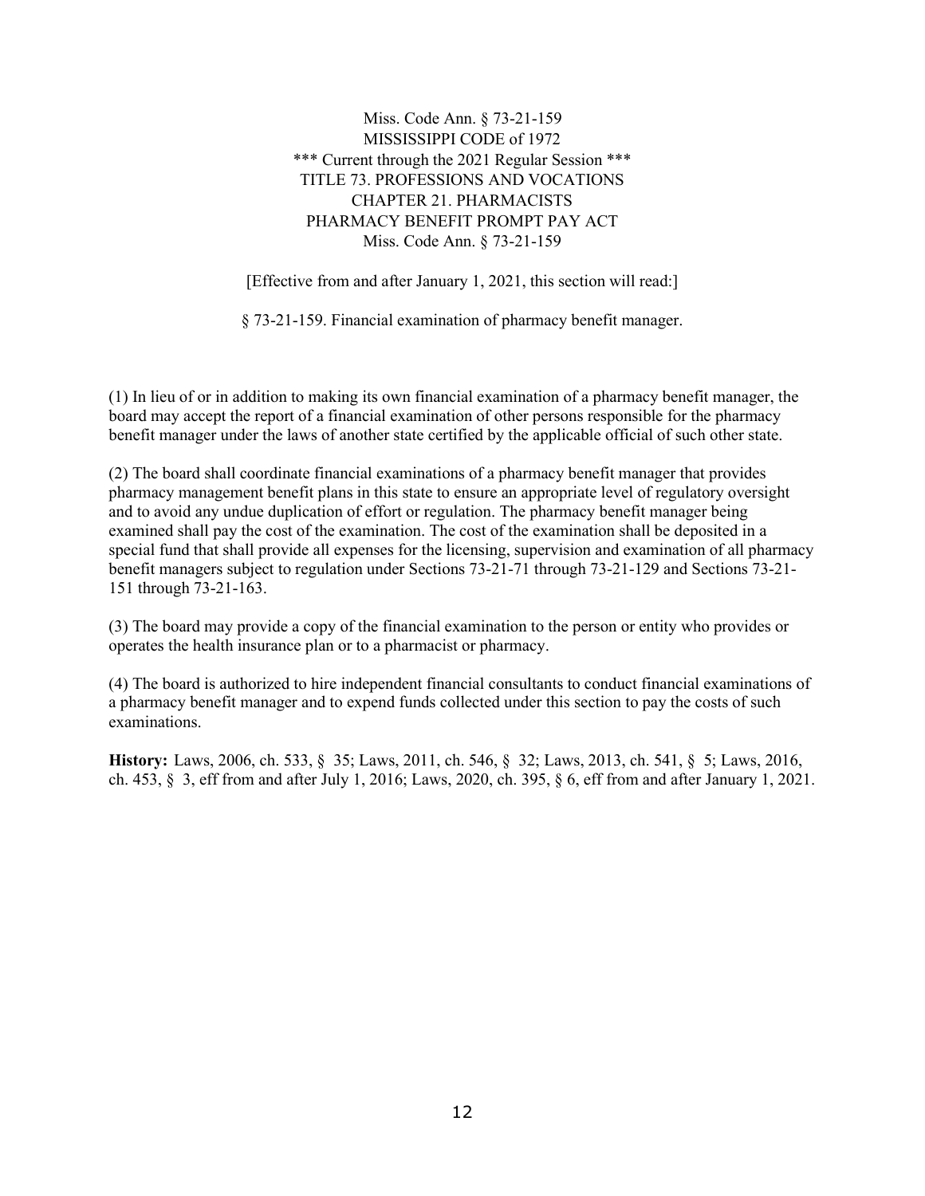Miss. Code Ann. § 73-21-159
MISSISSIPPI CODE of 1972
*** Current through the 2021 Regular Session ***
TITLE 73. PROFESSIONS AND VOCATIONS
CHAPTER 21. PHARMACISTS
PHARMACY BENEFIT PROMPT PAY ACT
Miss. Code Ann. § 73-21-159

[Effective from and after January 1, 2021, this section will read:]

§ 73-21-159. Financial examination of pharmacy benefit manager.

(1) In lieu of or in addition to making its own financial examination of a pharmacy benefit manager, the board may accept the report of a financial examination of other persons responsible for the pharmacy benefit manager under the laws of another state certified by the applicable official of such other state.

(2) The board shall coordinate financial examinations of a pharmacy benefit manager that provides pharmacy management benefit plans in this state to ensure an appropriate level of regulatory oversight and to avoid any undue duplication of effort or regulation. The pharmacy benefit manager being examined shall pay the cost of the examination. The cost of the examination shall be deposited in a special fund that shall provide all expenses for the licensing, supervision and examination of all pharmacy benefit managers subject to regulation under Sections 73-21-71 through 73-21-129 and Sections 73-21-151 through 73-21-163.

(3) The board may provide a copy of the financial examination to the person or entity who provides or operates the health insurance plan or to a pharmacist or pharmacy.

(4) The board is authorized to hire independent financial consultants to conduct financial examinations of a pharmacy benefit manager and to expend funds collected under this section to pay the costs of such examinations.

**History:** Laws, 2006, ch. 533, § 35; Laws, 2011, ch. 546, § 32; Laws, 2013, ch. 541, § 5; Laws, 2016, ch. 453, § 3, eff from and after July 1, 2016; Laws, 2020, ch. 395, § 6, eff from and after January 1, 2021.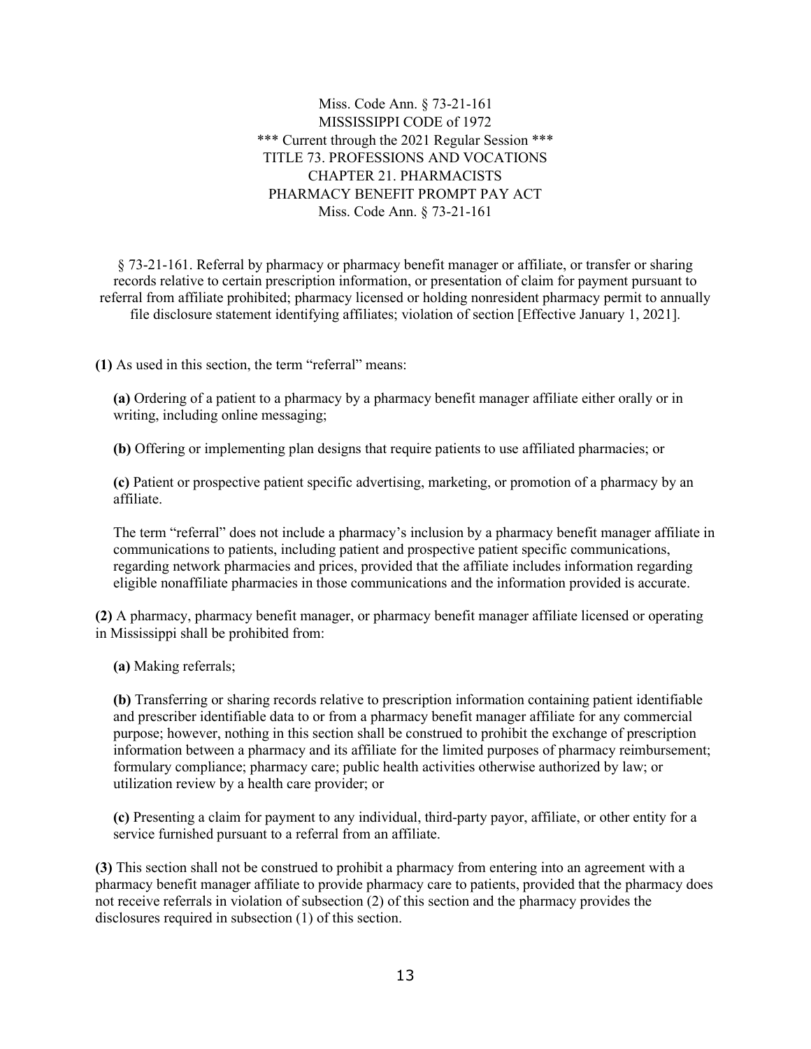Miss. Code Ann. § 73-21-161
MISSISSIPPI CODE of 1972
*** Current through the 2021 Regular Session ***
TITLE 73. PROFESSIONS AND VOCATIONS
CHAPTER 21. PHARMACISTS
PHARMACY BENEFIT PROMPT PAY ACT
Miss. Code Ann. § 73-21-161

§ 73-21-161. Referral by pharmacy or pharmacy benefit manager or affiliate, or transfer or sharing records relative to certain prescription information, or presentation of claim for payment pursuant to referral from affiliate prohibited; pharmacy licensed or holding nonresident pharmacy permit to annually file disclosure statement identifying affiliates; violation of section [Effective January 1, 2021].

**(1)** As used in this section, the term "referral" means:

**(a)** Ordering of a patient to a pharmacy by a pharmacy benefit manager affiliate either orally or in writing, including online messaging;

**(b)** Offering or implementing plan designs that require patients to use affiliated pharmacies; or

**(c)** Patient or prospective patient specific advertising, marketing, or promotion of a pharmacy by an affiliate.

The term "referral" does not include a pharmacy's inclusion by a pharmacy benefit manager affiliate in communications to patients, including patient and prospective patient specific communications, regarding network pharmacies and prices, provided that the affiliate includes information regarding eligible nonaffiliate pharmacies in those communications and the information provided is accurate.

**(2)** A pharmacy, pharmacy benefit manager, or pharmacy benefit manager affiliate licensed or operating in Mississippi shall be prohibited from:

**(a)** Making referrals;

**(b)** Transferring or sharing records relative to prescription information containing patient identifiable and prescriber identifiable data to or from a pharmacy benefit manager affiliate for any commercial purpose; however, nothing in this section shall be construed to prohibit the exchange of prescription information between a pharmacy and its affiliate for the limited purposes of pharmacy reimbursement; formulary compliance; pharmacy care; public health activities otherwise authorized by law; or utilization review by a health care provider; or

**(c)** Presenting a claim for payment to any individual, third-party payor, affiliate, or other entity for a service furnished pursuant to a referral from an affiliate.

**(3)** This section shall not be construed to prohibit a pharmacy from entering into an agreement with a pharmacy benefit manager affiliate to provide pharmacy care to patients, provided that the pharmacy does not receive referrals in violation of subsection (2) of this section and the pharmacy provides the disclosures required in subsection (1) of this section.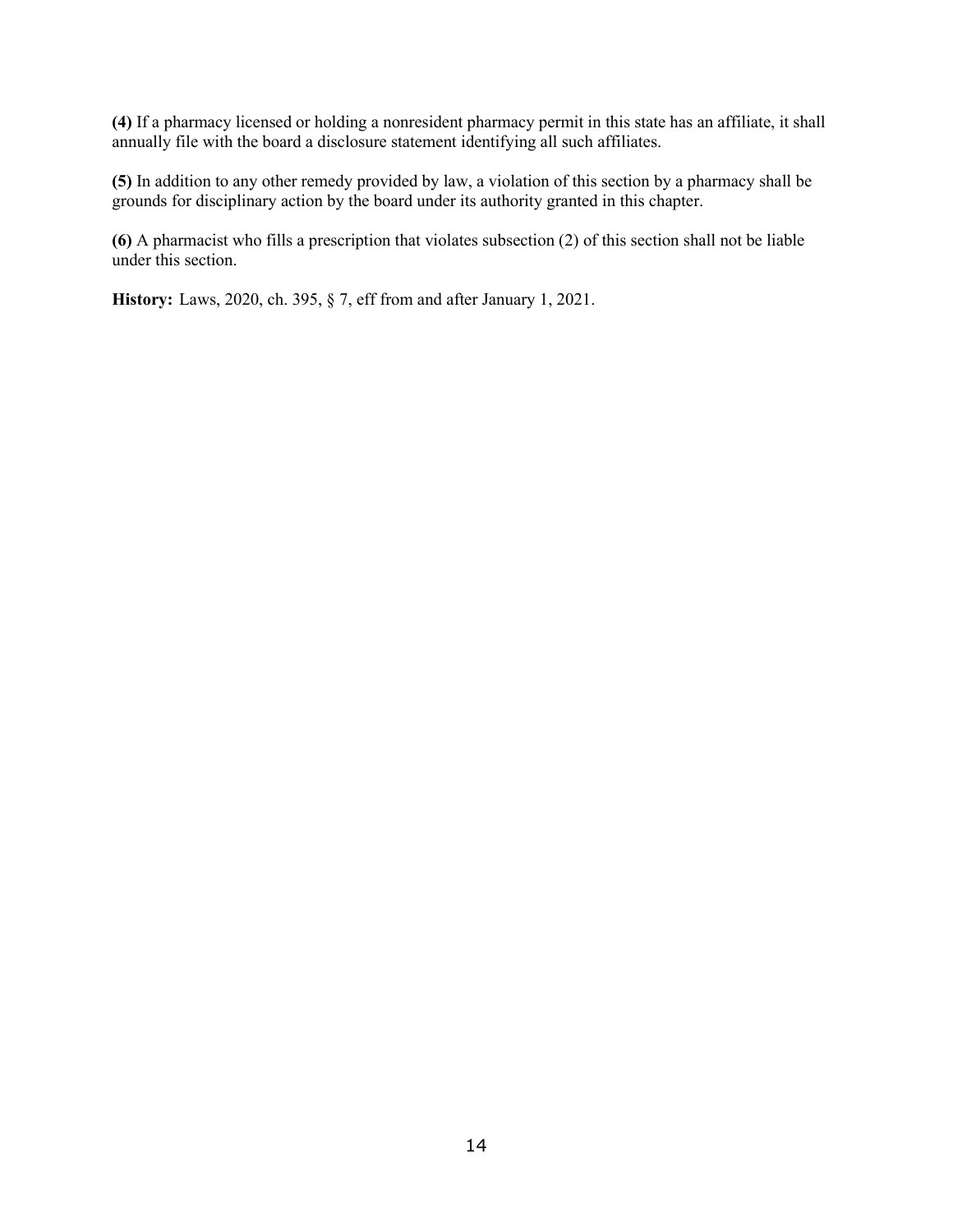**(4)** If a pharmacy licensed or holding a nonresident pharmacy permit in this state has an affiliate, it shall annually file with the board a disclosure statement identifying all such affiliates.

**(5)** In addition to any other remedy provided by law, a violation of this section by a pharmacy shall be grounds for disciplinary action by the board under its authority granted in this chapter.

**(6)** A pharmacist who fills a prescription that violates subsection (2) of this section shall not be liable under this section.

**History:** Laws, 2020, ch. 395, § 7, eff from and after January 1, 2021.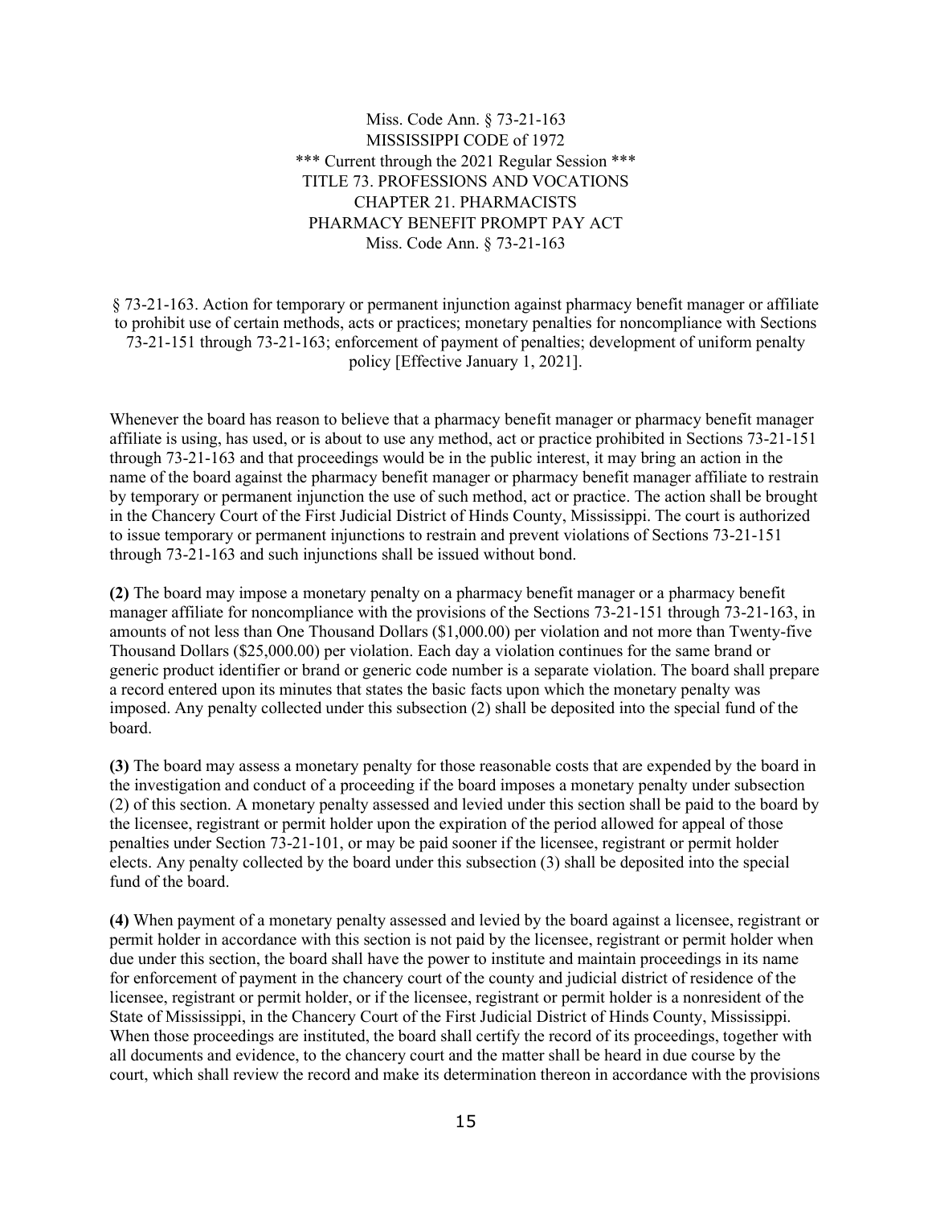Miss. Code Ann. § 73-21-163
MISSISSIPPI CODE of 1972
*** Current through the 2021 Regular Session ***
TITLE 73. PROFESSIONS AND VOCATIONS
CHAPTER 21. PHARMACISTS
PHARMACY BENEFIT PROMPT PAY ACT
Miss. Code Ann. § 73-21-163

§ 73-21-163. Action for temporary or permanent injunction against pharmacy benefit manager or affiliate to prohibit use of certain methods, acts or practices; monetary penalties for noncompliance with Sections 73-21-151 through 73-21-163; enforcement of payment of penalties; development of uniform penalty policy [Effective January 1, 2021].

Whenever the board has reason to believe that a pharmacy benefit manager or pharmacy benefit manager affiliate is using, has used, or is about to use any method, act or practice prohibited in Sections 73-21-151 through 73-21-163 and that proceedings would be in the public interest, it may bring an action in the name of the board against the pharmacy benefit manager or pharmacy benefit manager affiliate to restrain by temporary or permanent injunction the use of such method, act or practice. The action shall be brought in the Chancery Court of the First Judicial District of Hinds County, Mississippi. The court is authorized to issue temporary or permanent injunctions to restrain and prevent violations of Sections 73-21-151 through 73-21-163 and such injunctions shall be issued without bond.

**(2)** The board may impose a monetary penalty on a pharmacy benefit manager or a pharmacy benefit manager affiliate for noncompliance with the provisions of the Sections 73-21-151 through 73-21-163, in amounts of not less than One Thousand Dollars ($1,000.00) per violation and not more than Twenty-five Thousand Dollars ($25,000.00) per violation. Each day a violation continues for the same brand or generic product identifier or brand or generic code number is a separate violation. The board shall prepare a record entered upon its minutes that states the basic facts upon which the monetary penalty was imposed. Any penalty collected under this subsection (2) shall be deposited into the special fund of the board.

**(3)** The board may assess a monetary penalty for those reasonable costs that are expended by the board in the investigation and conduct of a proceeding if the board imposes a monetary penalty under subsection (2) of this section. A monetary penalty assessed and levied under this section shall be paid to the board by the licensee, registrant or permit holder upon the expiration of the period allowed for appeal of those penalties under Section 73-21-101, or may be paid sooner if the licensee, registrant or permit holder elects. Any penalty collected by the board under this subsection (3) shall be deposited into the special fund of the board.

**(4)** When payment of a monetary penalty assessed and levied by the board against a licensee, registrant or permit holder in accordance with this section is not paid by the licensee, registrant or permit holder when due under this section, the board shall have the power to institute and maintain proceedings in its name for enforcement of payment in the chancery court of the county and judicial district of residence of the licensee, registrant or permit holder, or if the licensee, registrant or permit holder is a nonresident of the State of Mississippi, in the Chancery Court of the First Judicial District of Hinds County, Mississippi. When those proceedings are instituted, the board shall certify the record of its proceedings, together with all documents and evidence, to the chancery court and the matter shall be heard in due course by the court, which shall review the record and make its determination thereon in accordance with the provisions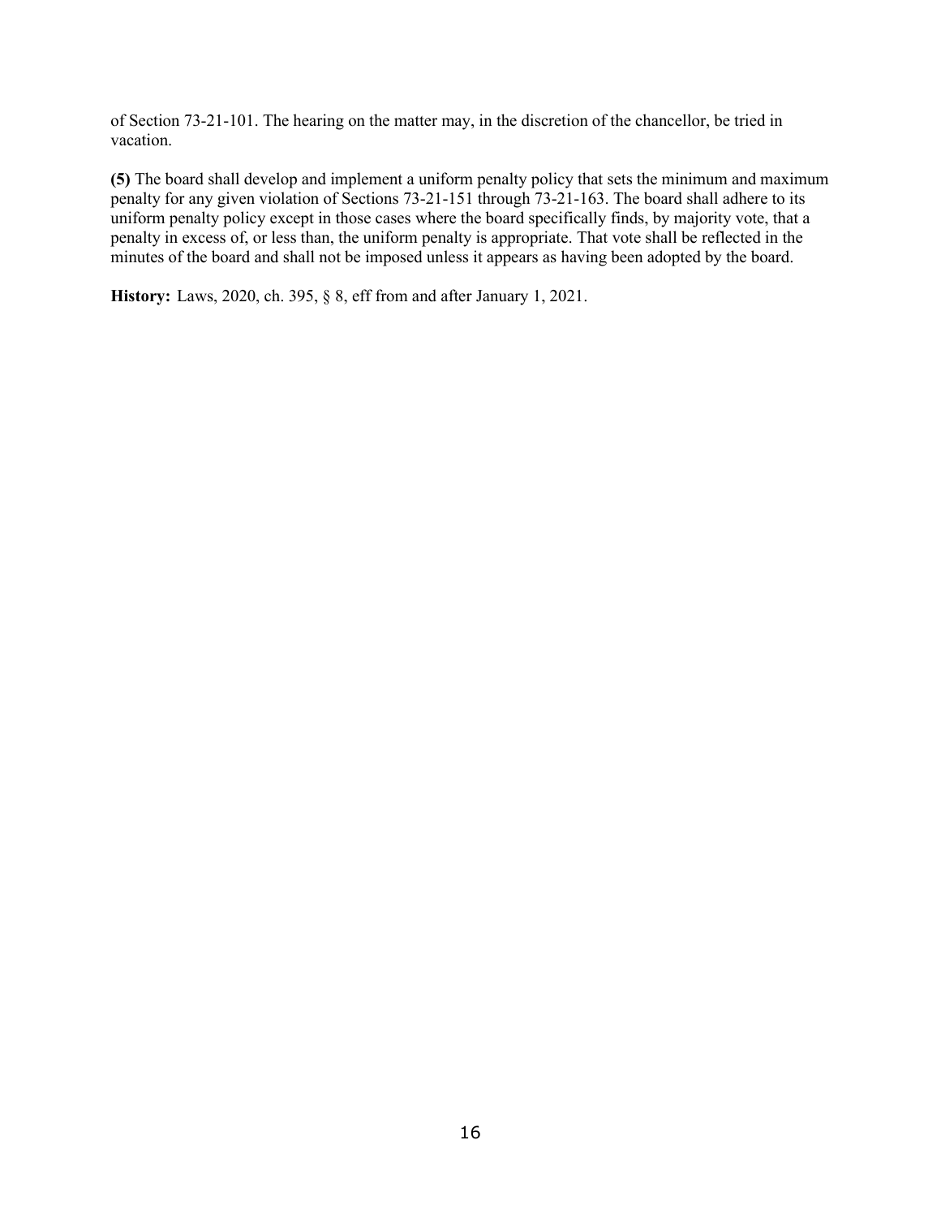of Section 73-21-101. The hearing on the matter may, in the discretion of the chancellor, be tried in vacation.

**(5)** The board shall develop and implement a uniform penalty policy that sets the minimum and maximum penalty for any given violation of Sections 73-21-151 through 73-21-163. The board shall adhere to its uniform penalty policy except in those cases where the board specifically finds, by majority vote, that a penalty in excess of, or less than, the uniform penalty is appropriate. That vote shall be reflected in the minutes of the board and shall not be imposed unless it appears as having been adopted by the board.

**History:** Laws, 2020, ch. 395, § 8, eff from and after January 1, 2021.